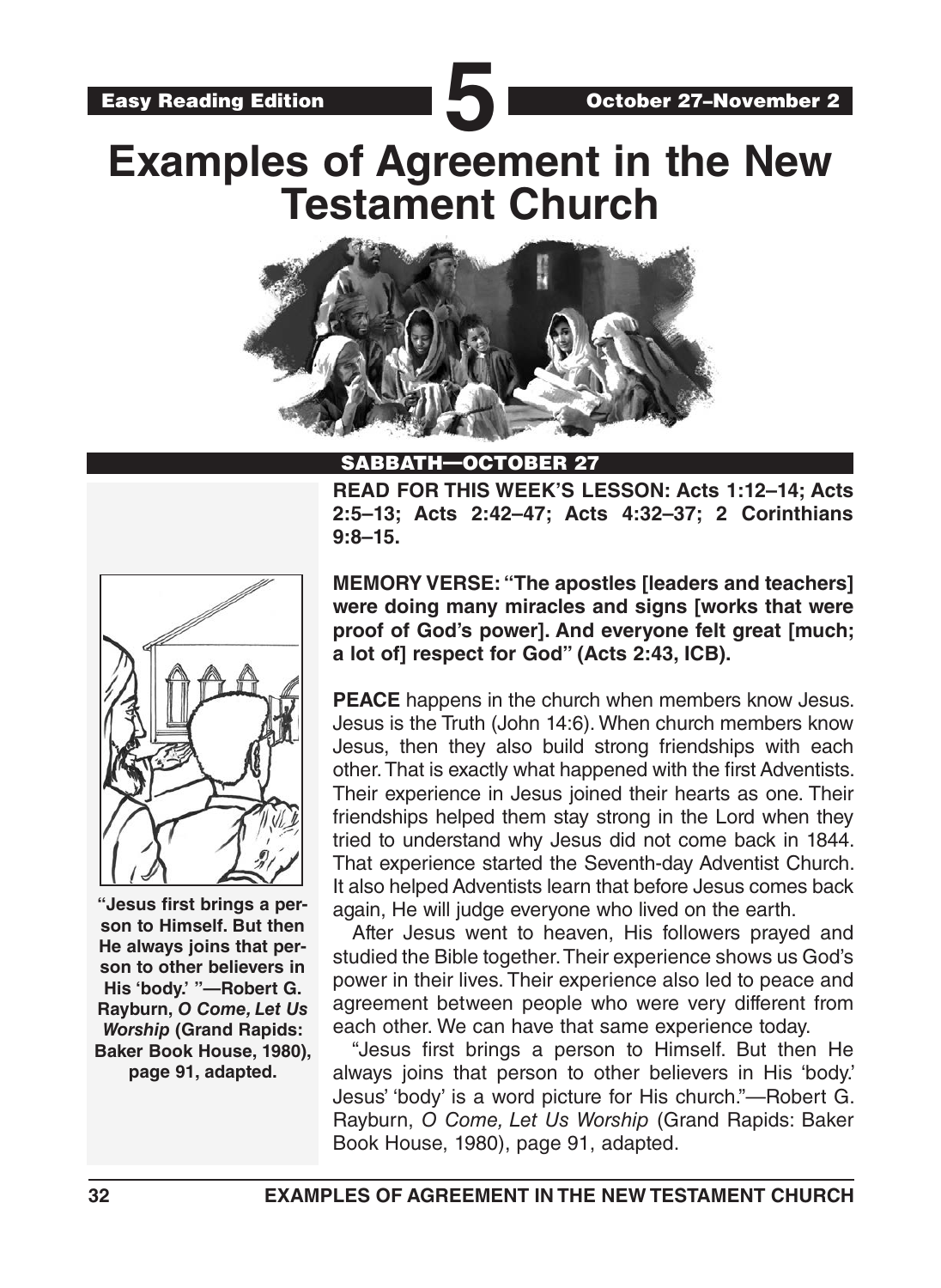Easy Reading Edition **5** October 27–November 2

# Examples of Agreement in the New Testament Church

## SABBATH—OCTOBER 27

**READ FOR THIS WEEK'S LESSON: Acts 1:12–14; Acts 2:5–13; Acts 2:42–47; Acts 4:32–37; 2 Corinthians 9:8–15.**

**MEMORY VERSE: "The apostles [leaders and teachers] were doing many miracles and signs [works that were proof of God's power]. And everyone felt great [much; a lot of] respect for God" (Acts 2:43, ICB).**

**"Jesus first brings a person to Himself. But then He always joins that person to other believers in His 'body.' "—Robert G. Rayburn, *O Come, Let Us Worship* (Grand Rapids: Baker Book House, 1980), page 91, adapted.**

**PEACE** happens in the church when members know Jesus. Jesus is the Truth (John 14:6). When church members know Jesus, then they also build strong friendships with each other. That is exactly what happened with the first Adventists. Their experience in Jesus joined their hearts as one. Their friendships helped them stay strong in the Lord when they tried to understand why Jesus did not come back in 1844. That experience started the Seventh-day Adventist Church. It also helped Adventists learn that before Jesus comes back again, He will judge everyone who lived on the earth.

After Jesus went to heaven, His followers prayed and studied the Bible together. Their experience shows us God's power in their lives. Their experience also led to peace and agreement between people who were very different from each other. We can have that same experience today.

"Jesus first brings a person to Himself. But then He always joins that person to other believers in His 'body.' Jesus' 'body' is a word picture for His church."—Robert G. Rayburn, *O Come, Let Us Worship* (Grand Rapids: Baker Book House, 1980), page 91, adapted.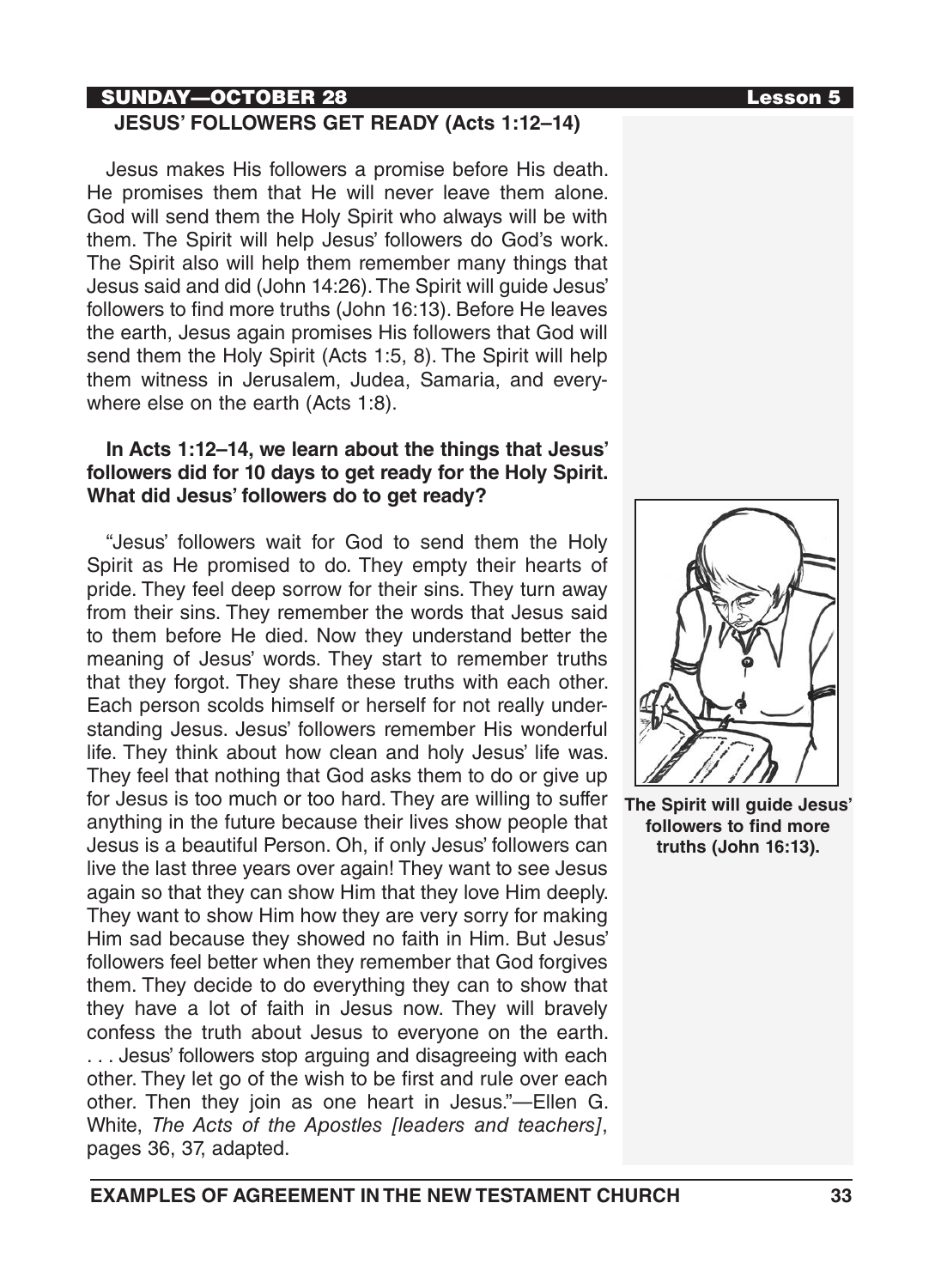## SUNDAY—OCTOBER 28 Lesson 5

### JESUS' FOLLOWERS GET READY (Acts 1:12–14)

Jesus makes His followers a promise before His death. He promises them that He will never leave them alone. God will send them the Holy Spirit who always will be with them. The Spirit will help Jesus' followers do God's work. The Spirit also will help them remember many things that Jesus said and did (John 14:26). The Spirit will guide Jesus' followers to find more truths (John 16:13). Before He leaves the earth, Jesus again promises His followers that God will send them the Holy Spirit (Acts 1:5, 8). The Spirit will help them witness in Jerusalem, Judea, Samaria, and everywhere else on the earth (Acts 1:8).

**In Acts 1:12–14, we learn about the things that Jesus' followers did for 10 days to get ready for the Holy Spirit. What did Jesus' followers do to get ready?**

"Jesus' followers wait for God to send them the Holy Spirit as He promised to do. They empty their hearts of pride. They feel deep sorrow for their sins. They turn away from their sins. They remember the words that Jesus said to them before He died. Now they understand better the meaning of Jesus' words. They start to remember truths that they forgot. They share these truths with each other. Each person scolds himself or herself for not really understanding Jesus. Jesus' followers remember His wonderful life. They think about how clean and holy Jesus' life was. They feel that nothing that God asks them to do or give up for Jesus is too much or too hard. They are willing to suffer anything in the future because their lives show people that Jesus is a beautiful Person. Oh, if only Jesus' followers can live the last three years over again! They want to see Jesus again so that they can show Him that they love Him deeply. They want to show Him how they are very sorry for making Him sad because they showed no faith in Him. But Jesus' followers feel better when they remember that God forgives them. They decide to do everything they can to show that they have a lot of faith in Jesus now. They will bravely confess the truth about Jesus to everyone on the earth. . . . Jesus' followers stop arguing and disagreeing with each other. They let go of the wish to be first and rule over each other. Then they join as one heart in Jesus."—Ellen G. White, *The Acts of the Apostles [leaders and teachers]*, pages 36, 37, adapted.

**The Spirit will guide Jesus' followers to find more truths (John 16:13).**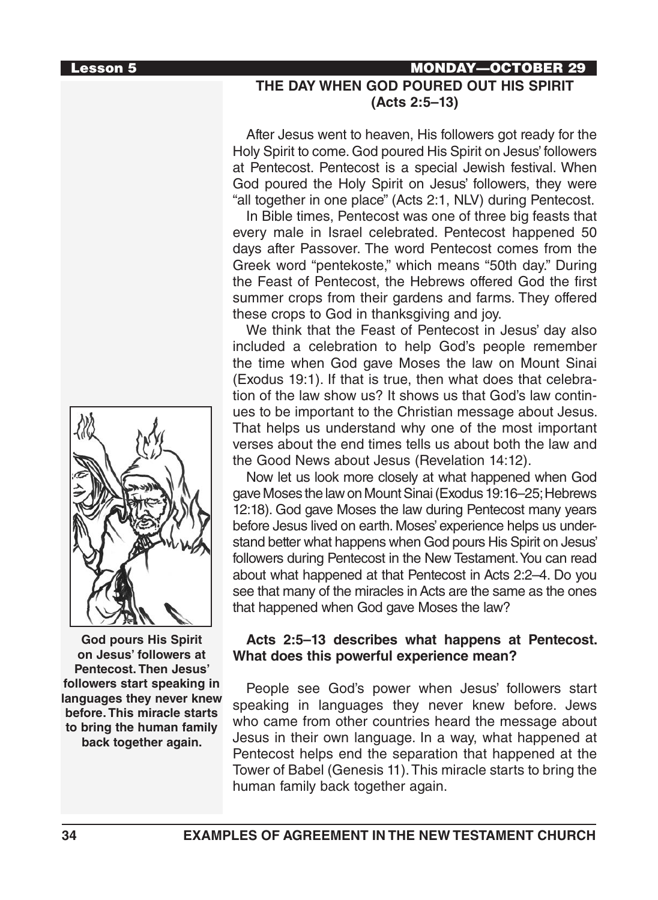**Lesson 5** **MONDAY—OCTOBER 29**

## THE DAY WHEN GOD POURED OUT HIS SPIRIT (Acts 2:5–13)

After Jesus went to heaven, His followers got ready for the Holy Spirit to come. God poured His Spirit on Jesus' followers at Pentecost. Pentecost is a special Jewish festival. When God poured the Holy Spirit on Jesus' followers, they were "all together in one place" (Acts 2:1, NLV) during Pentecost.

In Bible times, Pentecost was one of three big feasts that every male in Israel celebrated. Pentecost happened 50 days after Passover. The word Pentecost comes from the Greek word "pentekoste," which means "50th day." During the Feast of Pentecost, the Hebrews offered God the first summer crops from their gardens and farms. They offered these crops to God in thanksgiving and joy.

We think that the Feast of Pentecost in Jesus' day also included a celebration to help God's people remember the time when God gave Moses the law on Mount Sinai (Exodus 19:1). If that is true, then what does that celebration of the law show us? It shows us that God's law continues to be important to the Christian message about Jesus. That helps us understand why one of the most important verses about the end times tells us about both the law and the Good News about Jesus (Revelation 14:12).

Now let us look more closely at what happened when God gave Moses the law on Mount Sinai (Exodus 19:16–25; Hebrews 12:18). God gave Moses the law during Pentecost many years before Jesus lived on earth. Moses' experience helps us understand better what happens when God pours His Spirit on Jesus' followers during Pentecost in the New Testament. You can read about what happened at that Pentecost in Acts 2:2–4. Do you see that many of the miracles in Acts are the same as the ones that happened when God gave Moses the law?

**God pours His Spirit on Jesus' followers at Pentecost. Then Jesus' followers start speaking in languages they never knew before. This miracle starts to bring the human family back together again.**

**Acts 2:5–13 describes what happens at Pentecost. What does this powerful experience mean?**

People see God's power when Jesus' followers start speaking in languages they never knew before. Jews who came from other countries heard the message about Jesus in their own language. In a way, what happened at Pentecost helps end the separation that happened at the Tower of Babel (Genesis 11). This miracle starts to bring the human family back together again.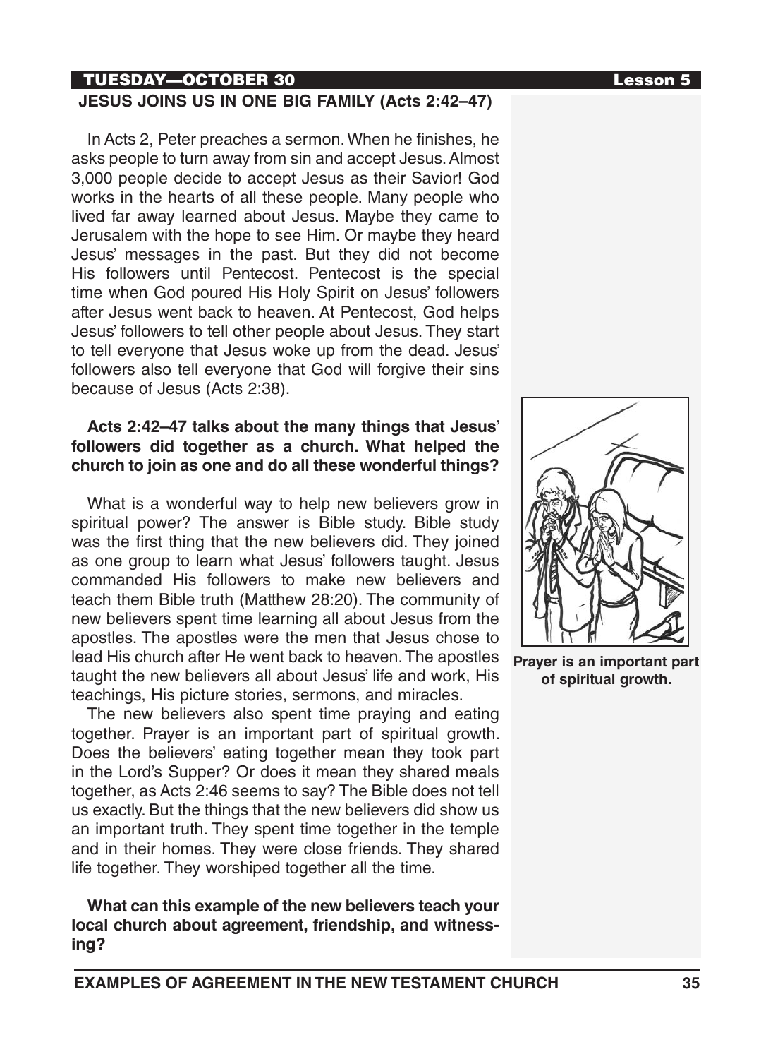TUESDAY—OCTOBER 30

## JESUS JOINS US IN ONE BIG FAMILY (Acts 2:42–47)

In Acts 2, Peter preaches a sermon. When he finishes, he asks people to turn away from sin and accept Jesus. Almost 3,000 people decide to accept Jesus as their Savior! God works in the hearts of all these people. Many people who lived far away learned about Jesus. Maybe they came to Jerusalem with the hope to see Him. Or maybe they heard Jesus' messages in the past. But they did not become His followers until Pentecost. Pentecost is the special time when God poured His Holy Spirit on Jesus' followers after Jesus went back to heaven. At Pentecost, God helps Jesus' followers to tell other people about Jesus. They start to tell everyone that Jesus woke up from the dead. Jesus' followers also tell everyone that God will forgive their sins because of Jesus (Acts 2:38).

**Acts 2:42–47 talks about the many things that Jesus' followers did together as a church. What helped the church to join as one and do all these wonderful things?**

What is a wonderful way to help new believers grow in spiritual power? The answer is Bible study. Bible study was the first thing that the new believers did. They joined as one group to learn what Jesus' followers taught. Jesus commanded His followers to make new believers and teach them Bible truth (Matthew 28:20). The community of new believers spent time learning all about Jesus from the apostles. The apostles were the men that Jesus chose to lead His church after He went back to heaven. The apostles taught the new believers all about Jesus' life and work, His teachings, His picture stories, sermons, and miracles.

The new believers also spent time praying and eating together. Prayer is an important part of spiritual growth. Does the believers' eating together mean they took part in the Lord's Supper? Or does it mean they shared meals together, as Acts 2:46 seems to say? The Bible does not tell us exactly. But the things that the new believers did show us an important truth. They spent time together in the temple and in their homes. They were close friends. They shared life together. They worshiped together all the time.

**What can this example of the new believers teach your local church about agreement, friendship, and witnessing?**

**Prayer is an important part of spiritual growth.**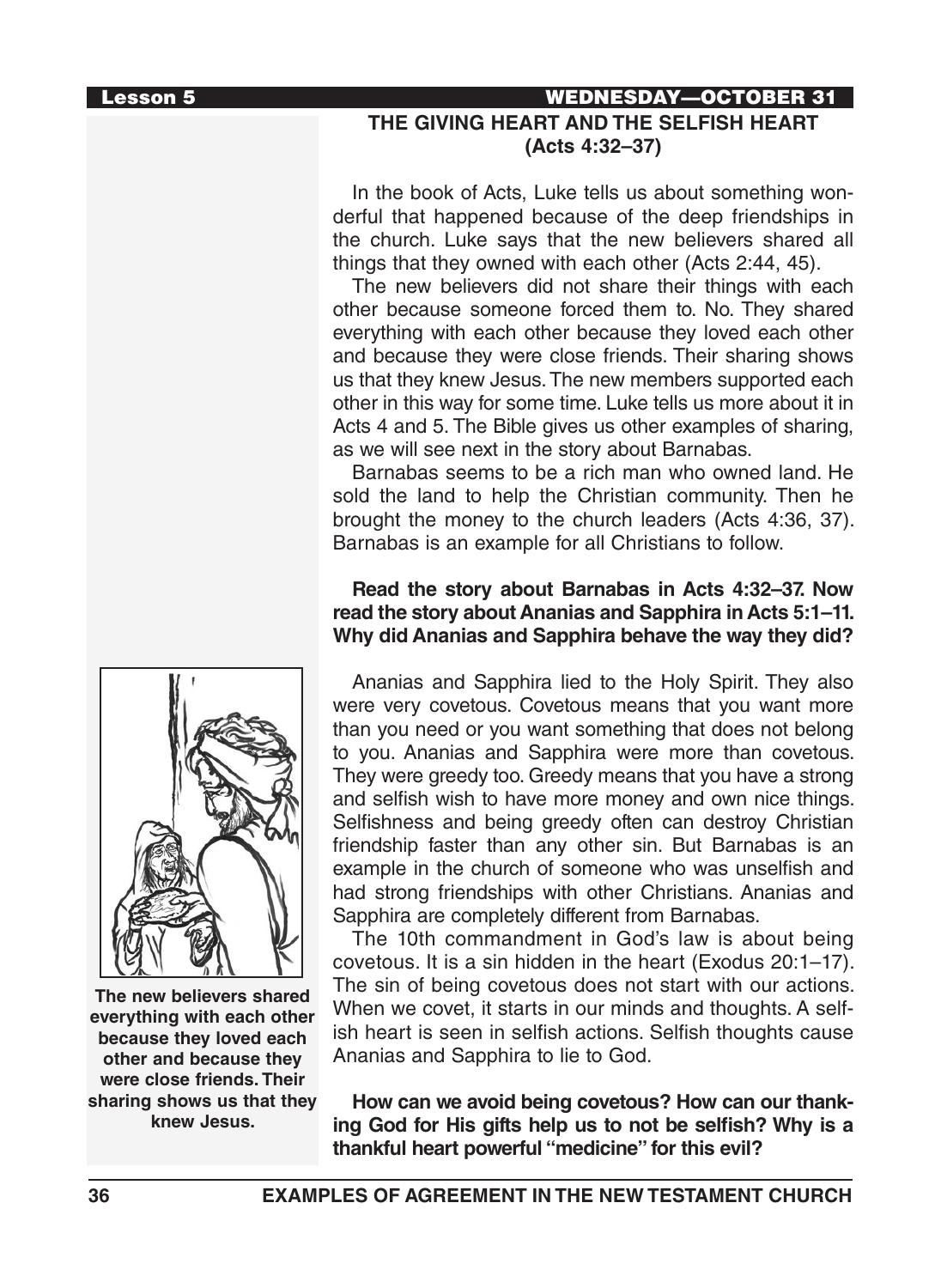## THE GIVING HEART AND THE SELFISH HEART (Acts 4:32–37)

In the book of Acts, Luke tells us about something wonderful that happened because of the deep friendships in the church. Luke says that the new believers shared all things that they owned with each other (Acts 2:44, 45).

The new believers did not share their things with each other because someone forced them to. No. They shared everything with each other because they loved each other and because they were close friends. Their sharing shows us that they knew Jesus. The new members supported each other in this way for some time. Luke tells us more about it in Acts 4 and 5. The Bible gives us other examples of sharing, as we will see next in the story about Barnabas.

Barnabas seems to be a rich man who owned land. He sold the land to help the Christian community. Then he brought the money to the church leaders (Acts 4:36, 37). Barnabas is an example for all Christians to follow.

**Read the story about Barnabas in Acts 4:32–37. Now read the story about Ananias and Sapphira in Acts 5:1–11. Why did Ananias and Sapphira behave the way they did?**

Ananias and Sapphira lied to the Holy Spirit. They also were very covetous. Covetous means that you want more than you need or you want something that does not belong to you. Ananias and Sapphira were more than covetous. They were greedy too. Greedy means that you have a strong and selfish wish to have more money and own nice things. Selfishness and being greedy often can destroy Christian friendship faster than any other sin. But Barnabas is an example in the church of someone who was unselfish and had strong friendships with other Christians. Ananias and Sapphira are completely different from Barnabas.

The 10th commandment in God's law is about being covetous. It is a sin hidden in the heart (Exodus 20:1–17). The sin of being covetous does not start with our actions. When we covet, it starts in our minds and thoughts. A selfish heart is seen in selfish actions. Selfish thoughts cause Ananias and Sapphira to lie to God.

**The new believers shared everything with each other because they loved each other and because they were close friends. Their sharing shows us that they knew Jesus.**

**How can we avoid being covetous? How can our thanking God for His gifts help us to not be selfish? Why is a thankful heart powerful "medicine" for this evil?**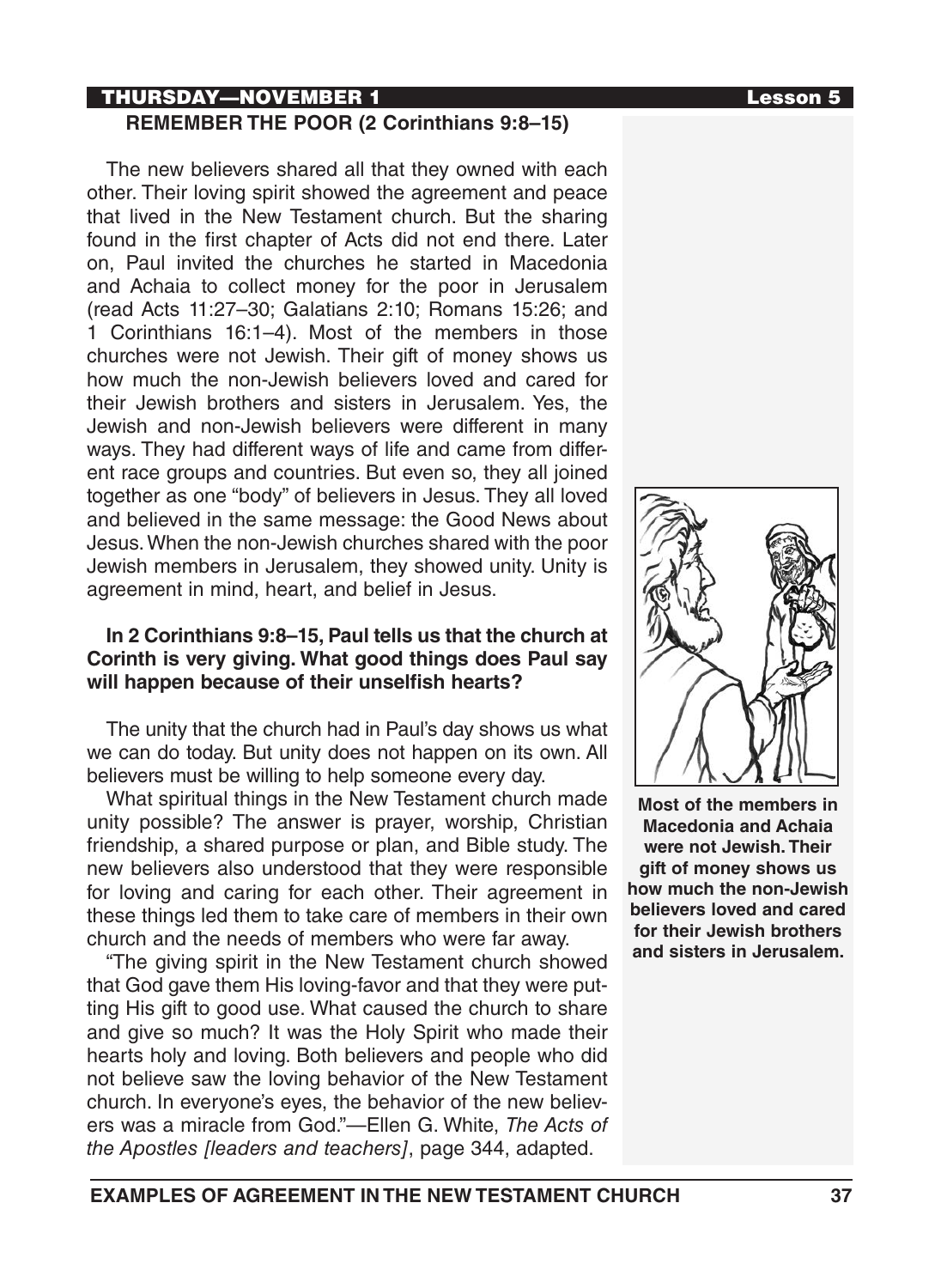## REMEMBER THE POOR (2 Corinthians 9:8–15)

The new believers shared all that they owned with each other. Their loving spirit showed the agreement and peace that lived in the New Testament church. But the sharing found in the first chapter of Acts did not end there. Later on, Paul invited the churches he started in Macedonia and Achaia to collect money for the poor in Jerusalem (read Acts 11:27–30; Galatians 2:10; Romans 15:26; and 1 Corinthians 16:1–4). Most of the members in those churches were not Jewish. Their gift of money shows us how much the non-Jewish believers loved and cared for their Jewish brothers and sisters in Jerusalem. Yes, the Jewish and non-Jewish believers were different in many ways. They had different ways of life and came from different race groups and countries. But even so, they all joined together as one "body" of believers in Jesus. They all loved and believed in the same message: the Good News about Jesus. When the non-Jewish churches shared with the poor Jewish members in Jerusalem, they showed unity. Unity is agreement in mind, heart, and belief in Jesus.

**In 2 Corinthians 9:8–15, Paul tells us that the church at Corinth is very giving. What good things does Paul say will happen because of their unselfish hearts?**

The unity that the church had in Paul's day shows us what we can do today. But unity does not happen on its own. All believers must be willing to help someone every day.

What spiritual things in the New Testament church made unity possible? The answer is prayer, worship, Christian friendship, a shared purpose or plan, and Bible study. The new believers also understood that they were responsible for loving and caring for each other. Their agreement in these things led them to take care of members in their own church and the needs of members who were far away.

"The giving spirit in the New Testament church showed that God gave them His loving-favor and that they were putting His gift to good use. What caused the church to share and give so much? It was the Holy Spirit who made their hearts holy and loving. Both believers and people who did not believe saw the loving behavior of the New Testament church. In everyone's eyes, the behavior of the new believers was a miracle from God."—Ellen G. White, *The Acts of the Apostles [leaders and teachers]*, page 344, adapted.

**Most of the members in Macedonia and Achaia were not Jewish. Their gift of money shows us how much the non-Jewish believers loved and cared for their Jewish brothers and sisters in Jerusalem.**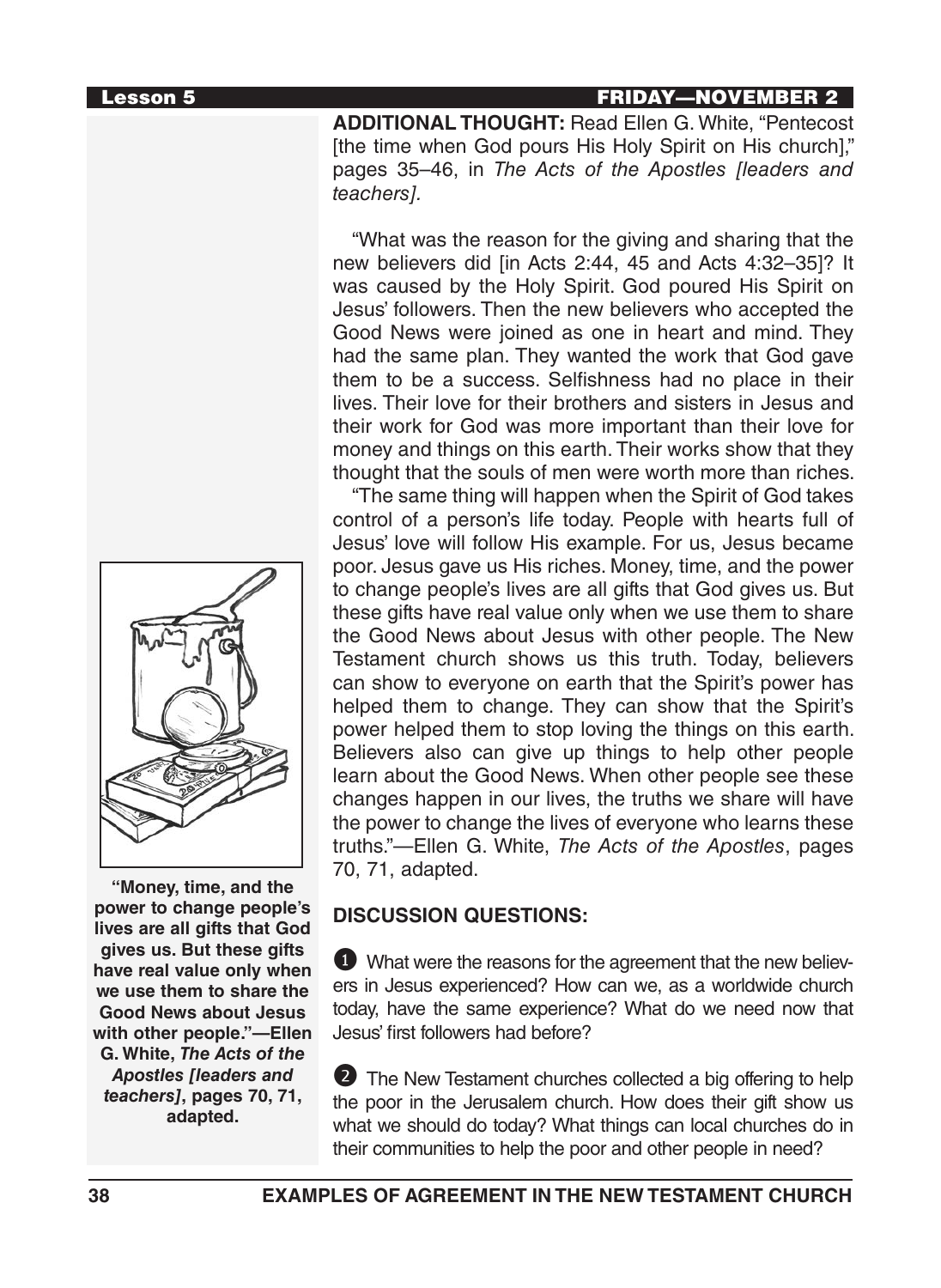**ADDITIONAL THOUGHT:** Read Ellen G. White, "Pentecost [the time when God pours His Holy Spirit on His church]," pages 35–46, in *The Acts of the Apostles [leaders and teachers].*

"What was the reason for the giving and sharing that the new believers did [in Acts 2:44, 45 and Acts 4:32–35]? It was caused by the Holy Spirit. God poured His Spirit on Jesus' followers. Then the new believers who accepted the Good News were joined as one in heart and mind. They had the same plan. They wanted the work that God gave them to be a success. Selfishness had no place in their lives. Their love for their brothers and sisters in Jesus and their work for God was more important than their love for money and things on this earth. Their works show that they thought that the souls of men were worth more than riches.

"The same thing will happen when the Spirit of God takes control of a person's life today. People with hearts full of Jesus' love will follow His example. For us, Jesus became poor. Jesus gave us His riches. Money, time, and the power to change people's lives are all gifts that God gives us. But these gifts have real value only when we use them to share the Good News about Jesus with other people. The New Testament church shows us this truth. Today, believers can show to everyone on earth that the Spirit's power has helped them to change. They can show that the Spirit's power helped them to stop loving the things on this earth. Believers also can give up things to help other people learn about the Good News. When other people see these changes happen in our lives, the truths we share will have the power to change the lives of everyone who learns these truths."—Ellen G. White, *The Acts of the Apostles*, pages 70, 71, adapted.

**"Money, time, and the power to change people's lives are all gifts that God gives us. But these gifts have real value only when we use them to share the Good News about Jesus with other people."—Ellen G. White, *The Acts of the Apostles [leaders and teachers]*, pages 70, 71, adapted.**

## DISCUSSION QUESTIONS:

1. What were the reasons for the agreement that the new believers in Jesus experienced? How can we, as a worldwide church today, have the same experience? What do we need now that Jesus' first followers had before?

2. The New Testament churches collected a big offering to help the poor in the Jerusalem church. How does their gift show us what we should do today? What things can local churches do in their communities to help the poor and other people in need?